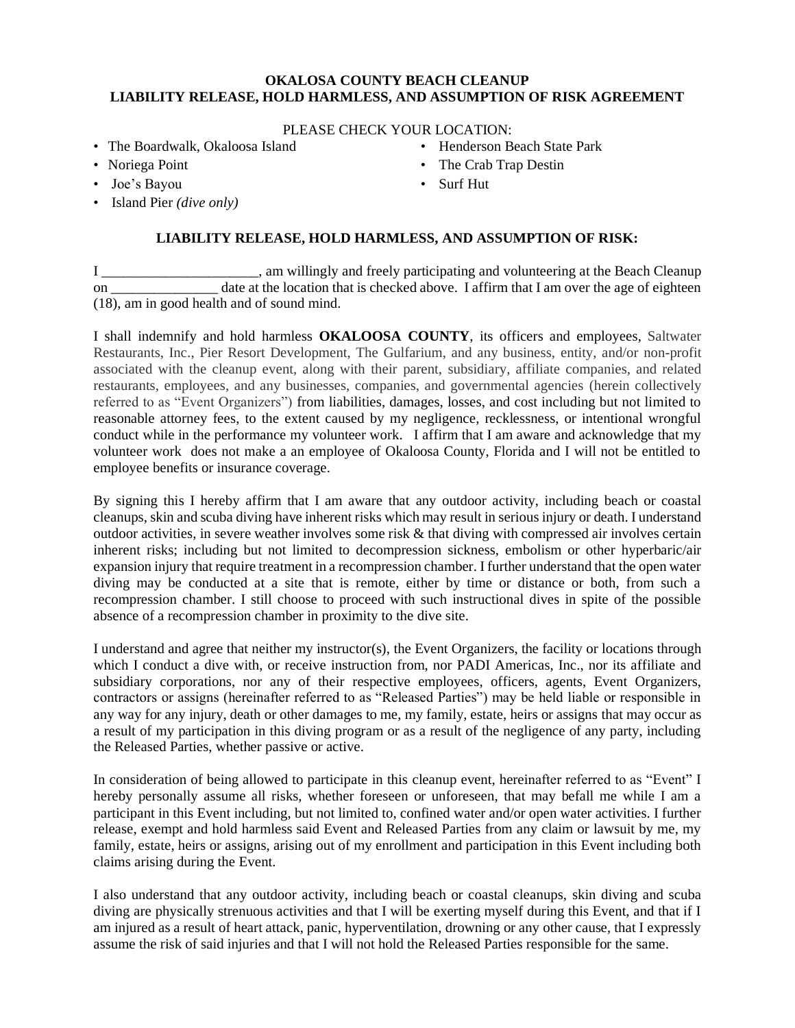**OKALOSA COUNTY BEACH CLEANUP**
**LIABILITY RELEASE, HOLD HARMLESS, AND ASSUMPTION OF RISK AGREEMENT**

PLEASE CHECK YOUR LOCATION:

- The Boardwalk, Okaloosa Island
- Noriega Point
- Joe's Bayou
- Island Pier *(dive only)*
- Henderson Beach State Park
- The Crab Trap Destin
- Surf Hut

**LIABILITY RELEASE, HOLD HARMLESS, AND ASSUMPTION OF RISK:**

I ______________________, am willingly and freely participating and volunteering at the Beach Cleanup on _______________ date at the location that is checked above. I affirm that I am over the age of eighteen (18), am in good health and of sound mind.

I shall indemnify and hold harmless **OKALOOSA COUNTY**, its officers and employees, Saltwater Restaurants, Inc., Pier Resort Development, The Gulfarium, and any business, entity, and/or non-profit associated with the cleanup event, along with their parent, subsidiary, affiliate companies, and related restaurants, employees, and any businesses, companies, and governmental agencies (herein collectively referred to as "Event Organizers") from liabilities, damages, losses, and cost including but not limited to reasonable attorney fees, to the extent caused by my negligence, recklessness, or intentional wrongful conduct while in the performance my volunteer work. I affirm that I am aware and acknowledge that my volunteer work does not make a an employee of Okaloosa County, Florida and I will not be entitled to employee benefits or insurance coverage.

By signing this I hereby affirm that I am aware that any outdoor activity, including beach or coastal cleanups, skin and scuba diving have inherent risks which may result in serious injury or death. I understand outdoor activities, in severe weather involves some risk & that diving with compressed air involves certain inherent risks; including but not limited to decompression sickness, embolism or other hyperbaric/air expansion injury that require treatment in a recompression chamber. I further understand that the open water diving may be conducted at a site that is remote, either by time or distance or both, from such a recompression chamber. I still choose to proceed with such instructional dives in spite of the possible absence of a recompression chamber in proximity to the dive site.

I understand and agree that neither my instructor(s), the Event Organizers, the facility or locations through which I conduct a dive with, or receive instruction from, nor PADI Americas, Inc., nor its affiliate and subsidiary corporations, nor any of their respective employees, officers, agents, Event Organizers, contractors or assigns (hereinafter referred to as "Released Parties") may be held liable or responsible in any way for any injury, death or other damages to me, my family, estate, heirs or assigns that may occur as a result of my participation in this diving program or as a result of the negligence of any party, including the Released Parties, whether passive or active.

In consideration of being allowed to participate in this cleanup event, hereinafter referred to as "Event" I hereby personally assume all risks, whether foreseen or unforeseen, that may befall me while I am a participant in this Event including, but not limited to, confined water and/or open water activities. I further release, exempt and hold harmless said Event and Released Parties from any claim or lawsuit by me, my family, estate, heirs or assigns, arising out of my enrollment and participation in this Event including both claims arising during the Event.

I also understand that any outdoor activity, including beach or coastal cleanups, skin diving and scuba diving are physically strenuous activities and that I will be exerting myself during this Event, and that if I am injured as a result of heart attack, panic, hyperventilation, drowning or any other cause, that I expressly assume the risk of said injuries and that I will not hold the Released Parties responsible for the same.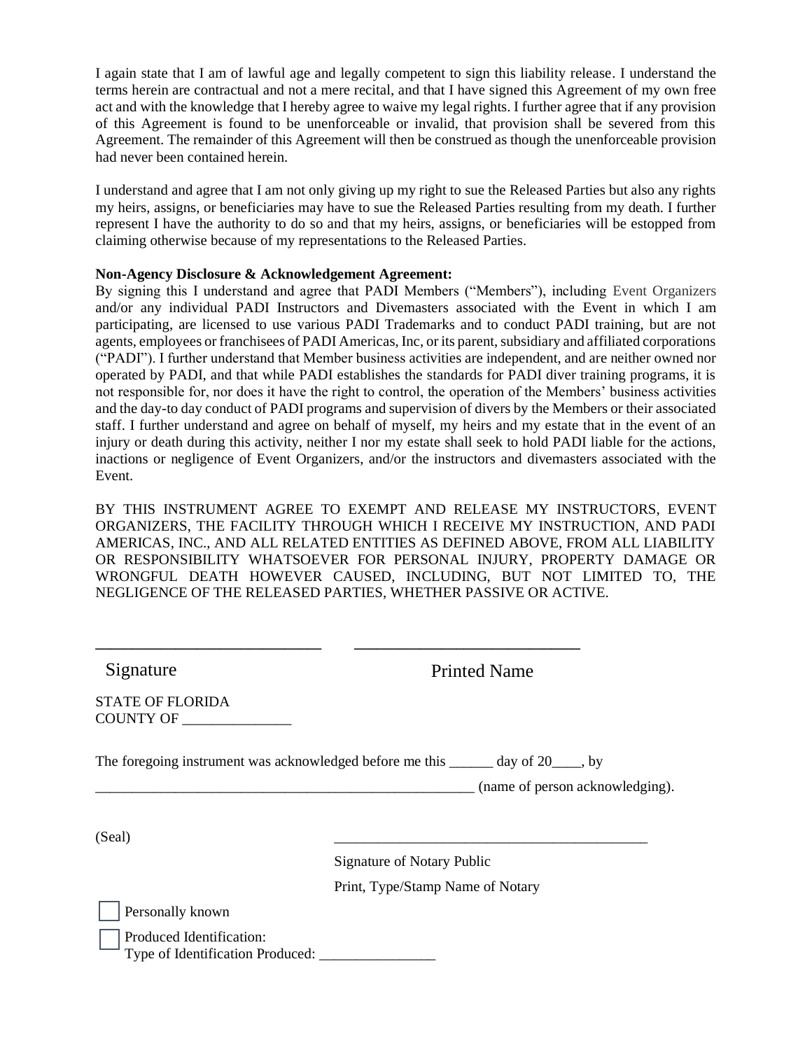I again state that I am of lawful age and legally competent to sign this liability release. I understand the terms herein are contractual and not a mere recital, and that I have signed this Agreement of my own free act and with the knowledge that I hereby agree to waive my legal rights. I further agree that if any provision of this Agreement is found to be unenforceable or invalid, that provision shall be severed from this Agreement. The remainder of this Agreement will then be construed as though the unenforceable provision had never been contained herein.

I understand and agree that I am not only giving up my right to sue the Released Parties but also any rights my heirs, assigns, or beneficiaries may have to sue the Released Parties resulting from my death. I further represent I have the authority to do so and that my heirs, assigns, or beneficiaries will be estopped from claiming otherwise because of my representations to the Released Parties.

**Non-Agency Disclosure & Acknowledgement Agreement:**
By signing this I understand and agree that PADI Members ("Members"), including Event Organizers and/or any individual PADI Instructors and Divemasters associated with the Event in which I am participating, are licensed to use various PADI Trademarks and to conduct PADI training, but are not agents, employees or franchisees of PADI Americas, Inc, or its parent, subsidiary and affiliated corporations ("PADI"). I further understand that Member business activities are independent, and are neither owned nor operated by PADI, and that while PADI establishes the standards for PADI diver training programs, it is not responsible for, nor does it have the right to control, the operation of the Members' business activities and the day-to day conduct of PADI programs and supervision of divers by the Members or their associated staff. I further understand and agree on behalf of myself, my heirs and my estate that in the event of an injury or death during this activity, neither I nor my estate shall seek to hold PADI liable for the actions, inactions or negligence of Event Organizers, and/or the instructors and divemasters associated with the Event.

BY THIS INSTRUMENT AGREE TO EXEMPT AND RELEASE MY INSTRUCTORS, EVENT ORGANIZERS, THE FACILITY THROUGH WHICH I RECEIVE MY INSTRUCTION, AND PADI AMERICAS, INC., AND ALL RELATED ENTITIES AS DEFINED ABOVE, FROM ALL LIABILITY OR RESPONSIBILITY WHATSOEVER FOR PERSONAL INJURY, PROPERTY DAMAGE OR WRONGFUL DEATH HOWEVER CAUSED, INCLUDING, BUT NOT LIMITED TO, THE NEGLIGENCE OF THE RELEASED PARTIES, WHETHER PASSIVE OR ACTIVE.

___________________________ ___________________________

Signature Printed Name

STATE OF FLORIDA
COUNTY OF _______________

The foregoing instrument was acknowledged before me this ______ day of 20____, by

______________________________________________________ (name of person acknowledging).

(Seal) _____________________________________________

Signature of Notary Public

Print, Type/Stamp Name of Notary

☐ Personally known

☐ Produced Identification:
Type of Identification Produced: ________________